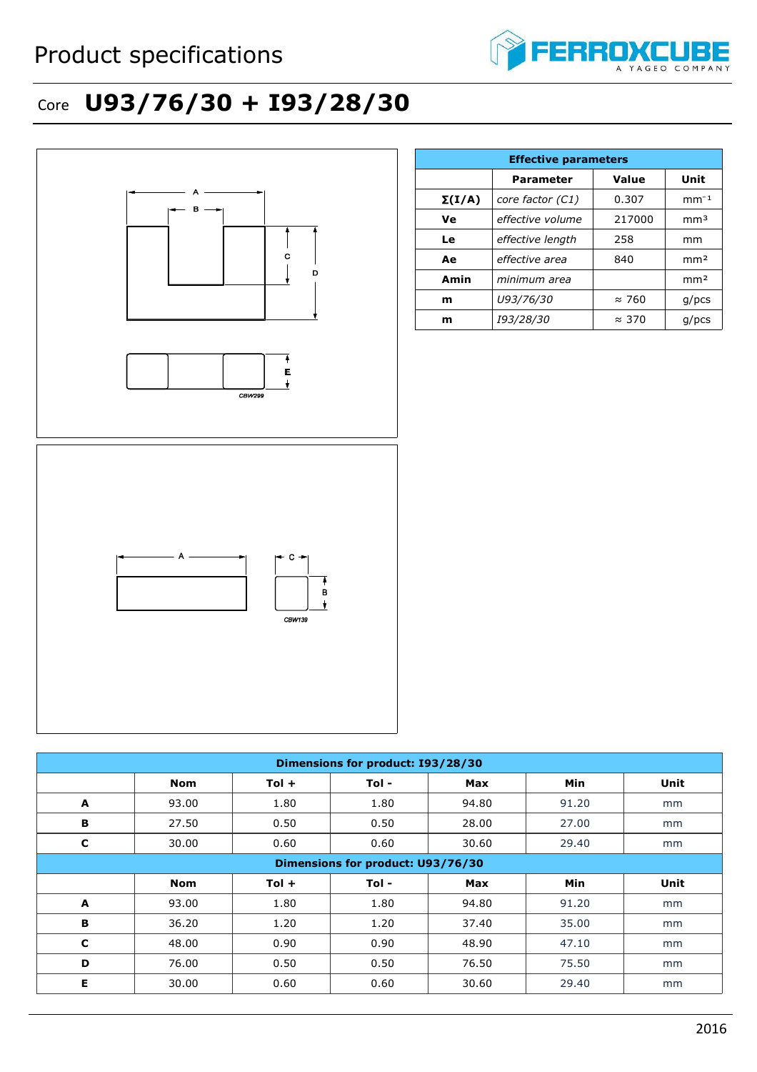# Product specifications

## Core U93/76/30 + I93/28/30

A
B
C
D
E
CBW299

A
C
B
CBW139

| Effective parameters | | | |
|---|---|---|---|
| | Parameter | Value | Unit |
| **Σ(I/A)** | *core factor (C1)* | 0.307 | $mm^{-1}$ |
| **Ve** | *effective volume* | 217000 | $mm^3$ |
| **Le** | *effective length* | 258 | mm |
| **Ae** | *effective area* | 840 | $mm^2$ |
| **Amin** | *minimum area* | | $mm^2$ |
| **m** | *U93/76/30* | ≈ 760 | g/pcs |
| **m** | *I93/28/30* | ≈ 370 | g/pcs |

| Dimensions for product: I93/28/30 | | | | | | |
|---|---|---|---|---|---|---|
| | **Nom** | **Tol +** | **Tol -** | **Max** | **Min** | **Unit** |
| **A** | 93.00 | 1.80 | 1.80 | 94.80 | 91.20 | mm |
| **B** | 27.50 | 0.50 | 0.50 | 28.00 | 27.00 | mm |
| **C** | 30.00 | 0.60 | 0.60 | 30.60 | 29.40 | mm |

| Dimensions for product: U93/76/30 | | | | | | |
|---|---|---|---|---|---|---|
| | **Nom** | **Tol +** | **Tol -** | **Max** | **Min** | **Unit** |
| **A** | 93.00 | 1.80 | 1.80 | 94.80 | 91.20 | mm |
| **B** | 36.20 | 1.20 | 1.20 | 37.40 | 35.00 | mm |
| **C** | 48.00 | 0.90 | 0.90 | 48.90 | 47.10 | mm |
| **D** | 76.00 | 0.50 | 0.50 | 76.50 | 75.50 | mm |
| **E** | 30.00 | 0.60 | 0.60 | 30.60 | 29.40 | mm |

2016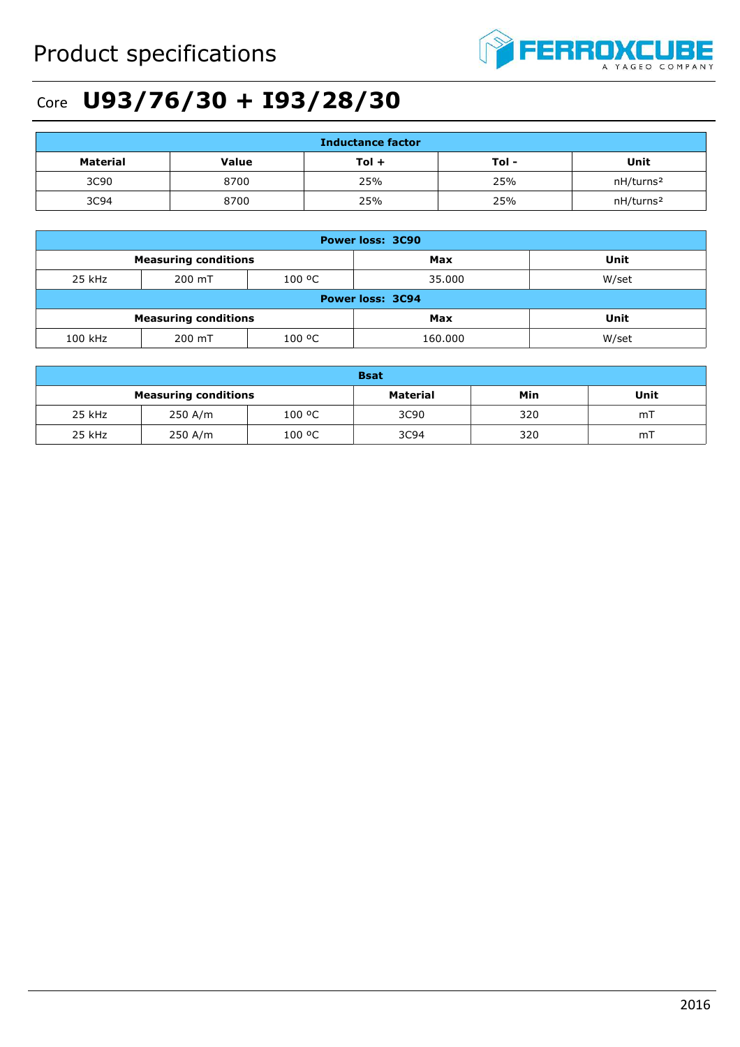# Core U93/76/30 + I93/28/30

| Inductance factor | | | | |
|---|---|---|---|---|
| **Material** | **Value** | **Tol +** | **Tol -** | **Unit** |
| 3C90 | 8700 | 25% | 25% | nH/turns² |
| 3C94 | 8700 | 25% | 25% | nH/turns² |

| Power loss: 3C90 | | | | |
|---|---|---|---|---|
| **Measuring conditions** | | | **Max** | **Unit** |
| 25 kHz | 200 mT | 100 ºC | 35.000 | W/set |
| **Power loss: 3C94** | | | | |
| **Measuring conditions** | | | **Max** | **Unit** |
| 100 kHz | 200 mT | 100 ºC | 160.000 | W/set |

| Bsat | | | | | |
|---|---|---|---|---|---|
| **Measuring conditions** | | | **Material** | **Min** | **Unit** |
| 25 kHz | 250 A/m | 100 ºC | 3C90 | 320 | mT |
| 25 kHz | 250 A/m | 100 ºC | 3C94 | 320 | mT |